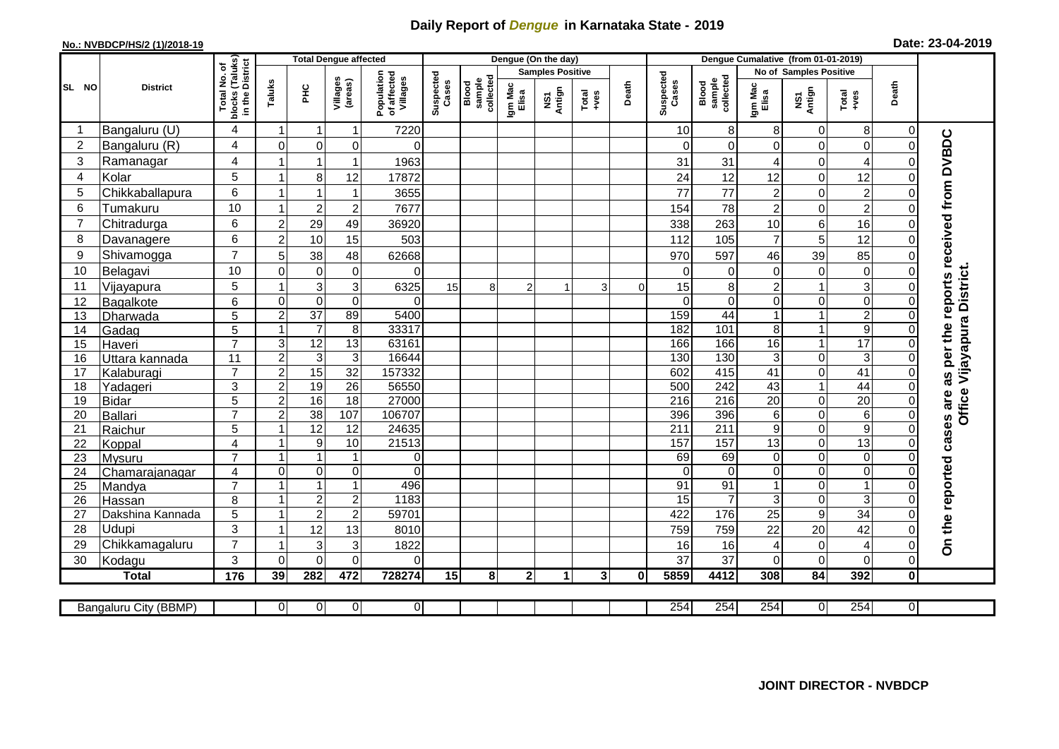# Daily Report of *Dengue* in Karnataka State - 2019

**No.: NVBDCP/HS/2 (1)/2018-19**

**Date: 23-04-2019**

| SL NO | District | Total No. of blocks (Taluks) in the District | Total Dengue affected | | | | Dengue (On the day) | | | | | | | Dengue Cumalative (from 01-01-2019) | | | | | | | |
|---|---|---|---|---|---|---|---|---|---|---|---|---|---|---|---|---|---|---|---|---|
| | | | Taluks | PHC | Villages (areas) | Population of affected Villages | Suspected Cases | Blood sample collected | Samples Positive | | | Death | Suspected Cases | Blood sample collected | No of Samples Positive | | | Death | |
| | | | | | | | | | Igm Mac Elisa | NS1 Antign | Total +ves | | | | Igm Mac Elisa | NS1 Antign | Total +ves | | |
| 1 | Bangaluru (U) | 4 | 1 | 1 | 1 | 7220 | | | | | | | 10 | 8 | 8 | 0 | 8 | 0 | On the reported cases are as per the reports received from DVBDC Office Vijayapura District. |
| 2 | Bangaluru (R) | 4 | 0 | 0 | 0 | 0 | | | | | | | 0 | 0 | 0 | 0 | 0 | 0 | |
| 3 | Ramanagar | 4 | 1 | 1 | 1 | 1963 | | | | | | | 31 | 31 | 4 | 0 | 4 | 0 | |
| 4 | Kolar | 5 | 1 | 8 | 12 | 17872 | | | | | | | 24 | 12 | 12 | 0 | 12 | 0 | |
| 5 | Chikkaballapura | 6 | 1 | 1 | 1 | 3655 | | | | | | | 77 | 77 | 2 | 0 | 2 | 0 | |
| 6 | Tumakuru | 10 | 1 | 2 | 2 | 7677 | | | | | | | 154 | 78 | 2 | 0 | 2 | 0 | |
| 7 | Chitradurga | 6 | 2 | 29 | 49 | 36920 | | | | | | | 338 | 263 | 10 | 6 | 16 | 0 | |
| 8 | Davanagere | 6 | 2 | 10 | 15 | 503 | | | | | | | 112 | 105 | 7 | 5 | 12 | 0 | |
| 9 | Shivamogga | 7 | 5 | 38 | 48 | 62668 | | | | | | | 970 | 597 | 46 | 39 | 85 | 0 | |
| 10 | Belagavi | 10 | 0 | 0 | 0 | 0 | | | | | | | 0 | 0 | 0 | 0 | 0 | 0 | |
| 11 | Vijayapura | 5 | 1 | 3 | 3 | 6325 | 15 | 8 | 2 | 1 | 3 | 0 | 15 | 8 | 2 | 1 | 3 | 0 | |
| 12 | Bagalkote | 6 | 0 | 0 | 0 | 0 | | | | | | | 0 | 0 | 0 | 0 | 0 | 0 | |
| 13 | Dharwada | 5 | 2 | 37 | 89 | 5400 | | | | | | | 159 | 44 | 1 | 1 | 2 | 0 | |
| 14 | Gadag | 5 | 1 | 7 | 8 | 33317 | | | | | | | 182 | 101 | 8 | 1 | 9 | 0 | |
| 15 | Haveri | 7 | 3 | 12 | 13 | 63161 | | | | | | | 166 | 166 | 16 | 1 | 17 | 0 | |
| 16 | Uttara kannada | 11 | 2 | 3 | 3 | 16644 | | | | | | | 130 | 130 | 3 | 0 | 3 | 0 | |
| 17 | Kalaburagi | 7 | 2 | 15 | 32 | 157332 | | | | | | | 602 | 415 | 41 | 0 | 41 | 0 | |
| 18 | Yadageri | 3 | 2 | 19 | 26 | 56550 | | | | | | | 500 | 242 | 43 | 1 | 44 | 0 | |
| 19 | Bidar | 5 | 2 | 16 | 18 | 27000 | | | | | | | 216 | 216 | 20 | 0 | 20 | 0 | |
| 20 | Ballari | 7 | 2 | 38 | 107 | 106707 | | | | | | | 396 | 396 | 6 | 0 | 6 | 0 | |
| 21 | Raichur | 5 | 1 | 12 | 12 | 24635 | | | | | | | 211 | 211 | 9 | 0 | 9 | 0 | |
| 22 | Koppal | 4 | 1 | 9 | 10 | 21513 | | | | | | | 157 | 157 | 13 | 0 | 13 | 0 | |
| 23 | Mysuru | 7 | 1 | 1 | 1 | 0 | | | | | | | 69 | 69 | 0 | 0 | 0 | 0 | |
| 24 | Chamarajanagar | 4 | 0 | 0 | 0 | 0 | | | | | | | 0 | 0 | 0 | 0 | 0 | 0 | |
| 25 | Mandya | 7 | 1 | 1 | 1 | 496 | | | | | | | 91 | 91 | 1 | 0 | 1 | 0 | |
| 26 | Hassan | 8 | 1 | 2 | 2 | 1183 | | | | | | | 15 | 7 | 3 | 0 | 3 | 0 | |
| 27 | Dakshina Kannada | 5 | 1 | 2 | 2 | 59701 | | | | | | | 422 | 176 | 25 | 9 | 34 | 0 | |
| 28 | Udupi | 3 | 1 | 12 | 13 | 8010 | | | | | | | 759 | 759 | 22 | 20 | 42 | 0 | |
| 29 | Chikkamagaluru | 7 | 1 | 3 | 3 | 1822 | | | | | | | 16 | 16 | 4 | 0 | 4 | 0 | |
| 30 | Kodagu | 3 | 0 | 0 | 0 | 0 | | | | | | | 37 | 37 | 0 | 0 | 0 | 0 | |
| | **Total** | **176** | **39** | **282** | **472** | **728274** | **15** | **8** | **2** | **1** | **3** | **0** | **5859** | **4412** | **308** | **84** | **392** | **0** | |

| Bangaluru City (BBMP) | | 0 | 0 | 0 | 0 | | | | | | | 254 | 254 | 254 | 0 | 254 | 0 |
|---|---|---|---|---|---|---|---|---|---|---|---|---|---|---|---|---|---|

**JOINT DIRECTOR - NVBDCP**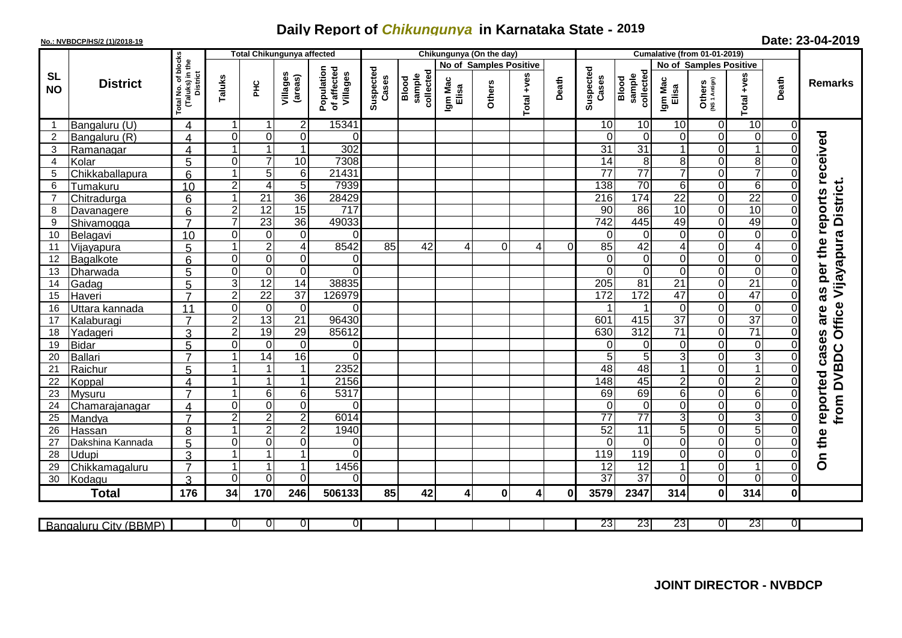# Daily Report of *Chikungunya* in Karnataka State - 2019

**No.: NVBDCP/HS/2 (1)/2018-19**

**Date: 23-04-2019**

| SL NO | District | Total No. of blocks (Taluks) in the District | Total Chikungunya affected | | | | Chikungunya (On the day) | | | | | | | Cumalative (from 01-01-2019) | | | | | | | Remarks |
|---|---|---|---|---|---|---|---|---|---|---|---|---|---|---|---|---|---|---|---|---|---|
| | | | | | | | | | No of Samples Positive | | | | | | | No of Samples Positive | | | | | |
| | | | Taluks | PHC | Villages (areas) | Population of affected Villages | Suspected Cases | Blood sample collected | Igm Mac Elisa | Others | Total +ves | Death | Suspected Cases | Blood sample collected | Igm Mac Elisa | Others (NS 1 Antign) | Total +ves | Death | |
| 1 | Bangaluru (U) | 4 | 1 | 1 | 2 | 15341 | | | | | | | 10 | 10 | 10 | 0 | 10 | 0 | On the reported cases are as per the reports received from DVBDC Office Vijayapura District. |
| 2 | Bangaluru (R) | 4 | 0 | 0 | 0 | 0 | | | | | | | 0 | 0 | 0 | 0 | 0 | 0 | |
| 3 | Ramanagar | 4 | 1 | 1 | 1 | 302 | | | | | | | 31 | 31 | 1 | 0 | 1 | 0 | |
| 4 | Kolar | 5 | 0 | 7 | 10 | 7308 | | | | | | | 14 | 8 | 8 | 0 | 8 | 0 | |
| 5 | Chikkaballapura | 6 | 1 | 5 | 6 | 21431 | | | | | | | 77 | 77 | 7 | 0 | 7 | 0 | |
| 6 | Tumakuru | 10 | 2 | 4 | 5 | 7939 | | | | | | | 138 | 70 | 6 | 0 | 6 | 0 | |
| 7 | Chitradurga | 6 | 1 | 21 | 36 | 28429 | | | | | | | 216 | 174 | 22 | 0 | 22 | 0 | |
| 8 | Davanagere | 6 | 2 | 12 | 15 | 717 | | | | | | | 90 | 86 | 10 | 0 | 10 | 0 | |
| 9 | Shivamogga | 7 | 7 | 23 | 36 | 49033 | | | | | | | 742 | 445 | 49 | 0 | 49 | 0 | |
| 10 | Belagavi | 10 | 0 | 0 | 0 | 0 | | | | | | | 0 | 0 | 0 | 0 | 0 | 0 | |
| 11 | Vijayapura | 5 | 1 | 2 | 4 | 8542 | 85 | 42 | 4 | 0 | 4 | 0 | 85 | 42 | 4 | 0 | 4 | 0 | |
| 12 | Bagalkote | 6 | 0 | 0 | 0 | 0 | | | | | | | 0 | 0 | 0 | 0 | 0 | 0 | |
| 13 | Dharwada | 5 | 0 | 0 | 0 | 0 | | | | | | | 0 | 0 | 0 | 0 | 0 | 0 | |
| 14 | Gadag | 5 | 3 | 12 | 14 | 38835 | | | | | | | 205 | 81 | 21 | 0 | 21 | 0 | |
| 15 | Haveri | 7 | 2 | 22 | 37 | 126979 | | | | | | | 172 | 172 | 47 | 0 | 47 | 0 | |
| 16 | Uttara kannada | 11 | 0 | 0 | 0 | 0 | | | | | | | 1 | 1 | 0 | 0 | 0 | 0 | |
| 17 | Kalaburagi | 7 | 2 | 13 | 21 | 96430 | | | | | | | 601 | 415 | 37 | 0 | 37 | 0 | |
| 18 | Yadageri | 3 | 2 | 19 | 29 | 85612 | | | | | | | 630 | 312 | 71 | 0 | 71 | 0 | |
| 19 | Bidar | 5 | 0 | 0 | 0 | 0 | | | | | | | 0 | 0 | 0 | 0 | 0 | 0 | |
| 20 | Ballari | 7 | 1 | 14 | 16 | 0 | | | | | | | 5 | 5 | 3 | 0 | 3 | 0 | |
| 21 | Raichur | 5 | 1 | 1 | 1 | 2352 | | | | | | | 48 | 48 | 1 | 0 | 1 | 0 | |
| 22 | Koppal | 4 | 1 | 1 | 1 | 2156 | | | | | | | 148 | 45 | 2 | 0 | 2 | 0 | |
| 23 | Mysuru | 7 | 1 | 6 | 6 | 5317 | | | | | | | 69 | 69 | 6 | 0 | 6 | 0 | |
| 24 | Chamarajanagar | 4 | 0 | 0 | 0 | 0 | | | | | | | 0 | 0 | 0 | 0 | 0 | 0 | |
| 25 | Mandya | 7 | 2 | 2 | 2 | 6014 | | | | | | | 77 | 77 | 3 | 0 | 3 | 0 | |
| 26 | Hassan | 8 | 1 | 2 | 2 | 1940 | | | | | | | 52 | 11 | 5 | 0 | 5 | 0 | |
| 27 | Dakshina Kannada | 5 | 0 | 0 | 0 | 0 | | | | | | | 0 | 0 | 0 | 0 | 0 | 0 | |
| 28 | Udupi | 3 | 1 | 1 | 1 | 0 | | | | | | | 119 | 119 | 0 | 0 | 0 | 0 | |
| 29 | Chikkamagaluru | 7 | 1 | 1 | 1 | 1456 | | | | | | | 12 | 12 | 1 | 0 | 1 | 0 | |
| 30 | Kodagu | 3 | 0 | 0 | 0 | 0 | | | | | | | 37 | 37 | 0 | 0 | 0 | 0 | |
| | **Total** | **176** | **34** | **170** | **246** | **506133** | **85** | **42** | **4** | **0** | **4** | **0** | **3579** | **2347** | **314** | **0** | **314** | **0** | |

| | | | | | | | | | | | | | | | | | | | |
|---|---|---|---|---|---|---|---|---|---|---|---|---|---|---|---|---|---|---|---|
| Bangaluru City (BBMP) | | 0 | 0 | 0 | 0 | | | | | | | 23 | 23 | 23 | 0 | 23 | 0 | |

**JOINT DIRECTOR - NVBDCP**